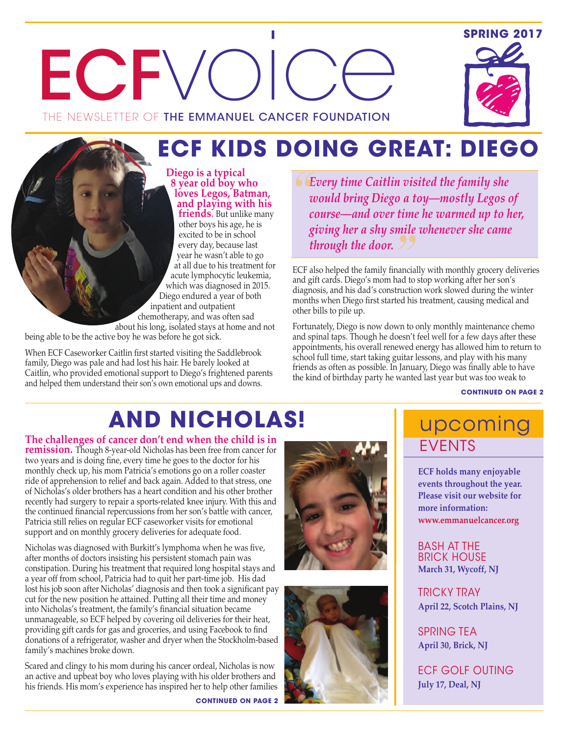# ECFvoice

THE NEWSLETTER OF THE EMMANUEL CANCER FOUNDATION

SPRING 2017

## ECF KIDS DOING GREAT: DIEGO

**Diego is a typical 8 year old boy who loves Legos, Batman, and playing with his friends**. But unlike many other boys his age, he is excited to be in school every day, because last year he wasn't able to go at all due to his treatment for acute lymphocytic leukemia, which was diagnosed in 2015. Diego endured a year of both inpatient and outpatient chemotherapy, and was often sad about his long, isolated stays at home and not being able to be the active boy he was before he got sick.

When ECF Caseworker Caitlin first started visiting the Saddlebrook family, Diego was pale and had lost his hair. He barely looked at Caitlin, who provided emotional support to Diego's frightened parents and helped them understand their son's own emotional ups and downs.

> *"Every time Caitlin visited the family she would bring Diego a toy—mostly Legos of course—and over time he warmed up to her, giving her a shy smile whenever she came through the door."*

ECF also helped the family financially with monthly grocery deliveries and gift cards. Diego's mom had to stop working after her son's diagnosis, and his dad's construction work slowed during the winter months when Diego first started his treatment, causing medical and other bills to pile up.

Fortunately, Diego is now down to only monthly maintenance chemo and spinal taps. Though he doesn't feel well for a few days after these appointments, his overall renewed energy has allowed him to return to school full time, start taking guitar lessons, and play with his many friends as often as possible. In January, Diego was finally able to have the kind of birthday party he wanted last year but was too weak to

**CONTINUED ON PAGE 2**

## AND NICHOLAS!

**The challenges of cancer don't end when the child is in remission.** Though 8-year-old Nicholas has been free from cancer for two years and is doing fine, every time he goes to the doctor for his monthly check up, his mom Patricia's emotions go on a roller coaster ride of apprehension to relief and back again. Added to that stress, one of Nicholas's older brothers has a heart condition and his other brother recently had surgery to repair a sports-related knee injury. With this and the continued financial repercussions from her son's battle with cancer, Patricia still relies on regular ECF caseworker visits for emotional support and on monthly grocery deliveries for adequate food.

Nicholas was diagnosed with Burkitt's lymphoma when he was five, after months of doctors insisting his persistent stomach pain was constipation. During his treatment that required long hospital stays and a year off from school, Patricia had to quit her part-time job. His dad lost his job soon after Nicholas' diagnosis and then took a significant pay cut for the new position he attained. Putting all their time and money into Nicholas's treatment, the family's financial situation became unmanageable, so ECF helped by covering oil deliveries for their heat, providing gift cards for gas and groceries, and using Facebook to find donations of a refrigerator, washer and dryer when the Stockholm-based family's machines broke down.

Scared and clingy to his mom during his cancer ordeal, Nicholas is now an active and upbeat boy who loves playing with his older brothers and his friends. His mom's experience has inspired her to help other families

**CONTINUED ON PAGE 2**

## upcoming EVENTS

**ECF holds many enjoyable events throughout the year. Please visit our website for more information: www.emmanuelcancer.org**

BASH AT THE BRICK HOUSE
**March 31, Wycoff, NJ**

TRICKY TRAY
**April 22, Scotch Plains, NJ**

SPRING TEA
**April 30, Brick, NJ**

ECF GOLF OUTING
**July 17, Deal, NJ**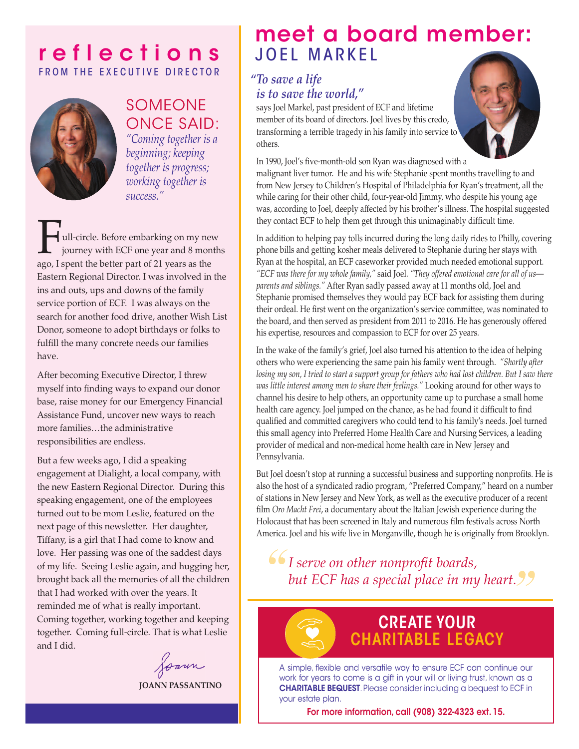# reflections

## FROM THE EXECUTIVE DIRECTOR

### SOMEONE ONCE SAID:

*"Coming together is a beginning; keeping together is progress; working together is success."*

Full-circle. Before embarking on my new journey with ECF one year and 8 months ago, I spent the better part of 21 years as the Eastern Regional Director. I was involved in the ins and outs, ups and downs of the family service portion of ECF. I was always on the search for another food drive, another Wish List Donor, someone to adopt birthdays or folks to fulfill the many concrete needs our families have.

After becoming Executive Director, I threw myself into finding ways to expand our donor base, raise money for our Emergency Financial Assistance Fund, uncover new ways to reach more families…the administrative responsibilities are endless.

But a few weeks ago, I did a speaking engagement at Dialight, a local company, with the new Eastern Regional Director. During this speaking engagement, one of the employees turned out to be mom Leslie, featured on the next page of this newsletter. Her daughter, Tiffany, is a girl that I had come to know and love. Her passing was one of the saddest days of my life. Seeing Leslie again, and hugging her, brought back all the memories of all the children that I had worked with over the years. It reminded me of what is really important. Coming together, working together and keeping together. Coming full-circle. That is what Leslie and I did.

Joann

**JOANN PASSANTINO**

# meet a board member: JOEL MARKEL

*"To save a life is to save the world,"* says Joel Markel, past president of ECF and lifetime member of its board of directors. Joel lives by this credo, transforming a terrible tragedy in his family into service to others.

In 1990, Joel's five-month-old son Ryan was diagnosed with a malignant liver tumor. He and his wife Stephanie spent months travelling to and from New Jersey to Children's Hospital of Philadelphia for Ryan's treatment, all the while caring for their other child, four-year-old Jimmy, who despite his young age was, according to Joel, deeply affected by his brother's illness. The hospital suggested they contact ECF to help them get through this unimaginably difficult time.

In addition to helping pay tolls incurred during the long daily rides to Philly, covering phone bills and getting kosher meals delivered to Stephanie during her stays with Ryan at the hospital, an ECF caseworker provided much needed emotional support. *"ECF was there for my whole family,"* said Joel. *"They offered emotional care for all of us—parents and siblings."* After Ryan sadly passed away at 11 months old, Joel and Stephanie promised themselves they would pay ECF back for assisting them during their ordeal. He first went on the organization's service committee, was nominated to the board, and then served as president from 2011 to 2016. He has generously offered his expertise, resources and compassion to ECF for over 25 years.

In the wake of the family's grief, Joel also turned his attention to the idea of helping others who were experiencing the same pain his family went through. *"Shortly after losing my son, I tried to start a support group for fathers who had lost children. But I saw there was little interest among men to share their feelings."* Looking around for other ways to channel his desire to help others, an opportunity came up to purchase a small home health care agency. Joel jumped on the chance, as he had found it difficult to find qualified and committed caregivers who could tend to his family's needs. Joel turned this small agency into Preferred Home Health Care and Nursing Services, a leading provider of medical and non-medical home health care in New Jersey and Pennsylvania.

But Joel doesn't stop at running a successful business and supporting nonprofits. He is also the host of a syndicated radio program, "Preferred Company," heard on a number of stations in New Jersey and New York, as well as the executive producer of a recent film *Oro Macht Frei*, a documentary about the Italian Jewish experience during the Holocaust that has been screened in Italy and numerous film festivals across North America. Joel and his wife live in Morganville, though he is originally from Brooklyn.

> *"I serve on other nonprofit boards, but ECF has a special place in my heart."*

## CREATE YOUR CHARITABLE LEGACY

A simple, flexible and versatile way to ensure ECF can continue our work for years to come is a gift in your will or living trust, known as a **CHARITABLE BEQUEST**. Please consider including a bequest to ECF in your estate plan.

**For more information, call (908) 322-4323 ext. 15.**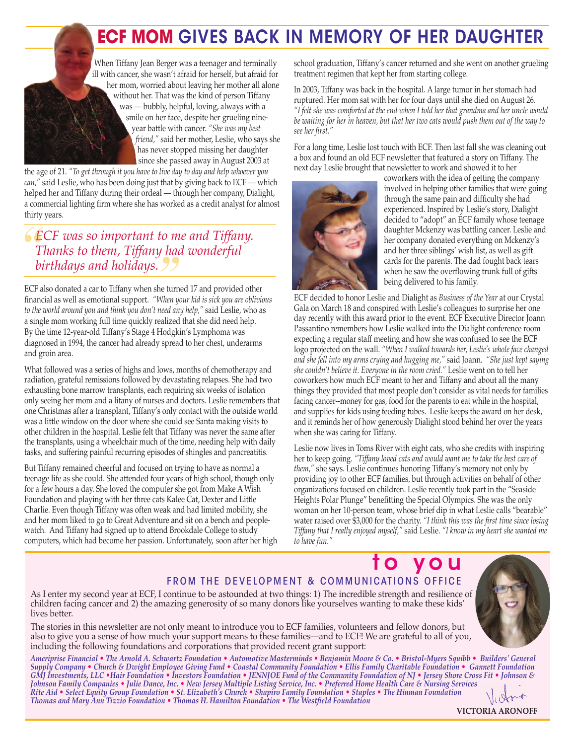# ECF MOM GIVES BACK IN MEMORY OF HER DAUGHTER

When Tiffany Jean Berger was a teenager and terminally ill with cancer, she wasn't afraid for herself, but afraid for her mom, worried about leaving her mother all alone without her. That was the kind of person Tiffany was — bubbly, helpful, loving, always with a smile on her face, despite her grueling nine-year battle with cancer. *"She was my best friend,"* said her mother, Leslie, who says she has never stopped missing her daughter since she passed away in August 2003 at the age of 21. *"To get through it you have to live day to day and help whoever you can,"* said Leslie, who has been doing just that by giving back to ECF — which helped her and Tiffany during their ordeal — through her company, Dialight, a commercial lighting firm where she has worked as a credit analyst for almost thirty years.

> *"ECF was so important to me and Tiffany. Thanks to them, Tiffany had wonderful birthdays and holidays."*

ECF also donated a car to Tiffany when she turned 17 and provided other financial as well as emotional support. *"When your kid is sick you are oblivious to the world around you and think you don't need any help,"* said Leslie, who as a single mom working full time quickly realized that she did need help. By the time 12-year-old Tiffany's Stage 4 Hodgkin's Lymphoma was diagnosed in 1994, the cancer had already spread to her chest, underarms and groin area.

What followed was a series of highs and lows, months of chemotherapy and radiation, grateful remissions followed by devastating relapses. She had two exhausting bone marrow transplants, each requiring six weeks of isolation only seeing her mom and a litany of nurses and doctors. Leslie remembers that one Christmas after a transplant, Tiffany's only contact with the outside world was a little window on the door where she could see Santa making visits to other children in the hospital. Leslie felt that Tiffany was never the same after the transplants, using a wheelchair much of the time, needing help with daily tasks, and suffering painful recurring episodes of shingles and pancreatitis.

But Tiffany remained cheerful and focused on trying to have as normal a teenage life as she could. She attended four years of high school, though only for a few hours a day. She loved the computer she got from Make A Wish Foundation and playing with her three cats Kalee Cat, Dexter and Little Charlie. Even though Tiffany was often weak and had limited mobility, she and her mom liked to go to Great Adventure and sit on a bench and people-watch. And Tiffany had signed up to attend Brookdale College to study computers, which had become her passion. Unfortunately, soon after her high school graduation, Tiffany's cancer returned and she went on another grueling treatment regimen that kept her from starting college.

In 2003, Tiffany was back in the hospital. A large tumor in her stomach had ruptured. Her mom sat with her for four days until she died on August 26. *"I felt she was comforted at the end when I told her that grandma and her uncle would be waiting for her in heaven, but that her two cats would push them out of the way to see her first."*

For a long time, Leslie lost touch with ECF. Then last fall she was cleaning out a box and found an old ECF newsletter that featured a story on Tiffany. The next day Leslie brought that newsletter to work and showed it to her coworkers with the idea of getting the company involved in helping other families that were going through the same pain and difficulty she had experienced. Inspired by Leslie's story, Dialight decided to "adopt" an ECF family whose teenage daughter Mckenzy was battling cancer. Leslie and her company donated everything on Mckenzy's and her three siblings' wish list, as well as gift cards for the parents. The dad fought back tears when he saw the overflowing trunk full of gifts being delivered to his family.

ECF decided to honor Leslie and Dialight as *Business of the Year* at our Crystal Gala on March 18 and conspired with Leslie's colleagues to surprise her one day recently with this award prior to the event. ECF Executive Director Joann Passantino remembers how Leslie walked into the Dialight conference room expecting a regular staff meeting and how she was confused to see the ECF logo projected on the wall. *"When I walked towards her, Leslie's whole face changed and she fell into my arms crying and hugging me,"* said Joann. *"She just kept saying she couldn't believe it. Everyone in the room cried."* Leslie went on to tell her coworkers how much ECF meant to her and Tiffany and about all the many things they provided that most people don't consider as vital needs for families facing cancer--money for gas, food for the parents to eat while in the hospital, and supplies for kids using feeding tubes. Leslie keeps the award on her desk, and it reminds her of how generously Dialight stood behind her over the years when she was caring for Tiffany.

Leslie now lives in Toms River with eight cats, who she credits with inspiring her to keep going. *"Tiffany loved cats and would want me to take the best care of them,"* she says. Leslie continues honoring Tiffany's memory not only by providing joy to other ECF families, but through activities on behalf of other organizations focused on children. Leslie recently took part in the "Seaside Heights Polar Plunge" benefitting the Special Olympics. She was the only woman on her 10-person team, whose brief dip in what Leslie calls "bearable" water raised over $3,000 for the charity. *"I think this was the first time since losing Tiffany that I really enjoyed myself,"* said Leslie. *"I know in my heart she wanted me to have fun."*

## to you

### FROM THE DEVELOPMENT & COMMUNICATIONS OFFICE

As I enter my second year at ECF, I continue to be astounded at two things: 1) The incredible strength and resilience of children facing cancer and 2) the amazing generosity of so many donors like yourselves wanting to make these kids' lives better.

The stories in this newsletter are not only meant to introduce you to ECF families, volunteers and fellow donors, but also to give you a sense of how much your support means to these families—and to ECF! We are grateful to all of you, including the following foundations and corporations that provided recent grant support:

*Ameriprise Financial • The Arnold A. Schwartz Foundation • Automotive Masterminds • Benjamin Moore & Co. • Bristol-Myers Squibb • Builders' General Supply Company • Church & Dwight Employee Giving Fund • Coastal Community Foundation • Ellis Family Charitable Foundation • Gannett Foundation GMJ Investments, LLC • Hair Foundation • Investors Foundation • JENNJOE Fund of the Community Foundation of NJ • Jersey Shore Cross Fit • Johnson & Johnson Family Companies • Julie Dance, Inc. • New Jersey Multiple Listing Service, Inc. • Preferred Home Health Care & Nursing Services Rite Aid • Select Equity Group Foundation • St. Elizabeth's Church • Shapiro Family Foundation • Staples • The Hinman Foundation Thomas and Mary Ann Tizzio Foundation • Thomas H. Hamilton Foundation • The Westfield Foundation*

**VICTORIA ARONOFF**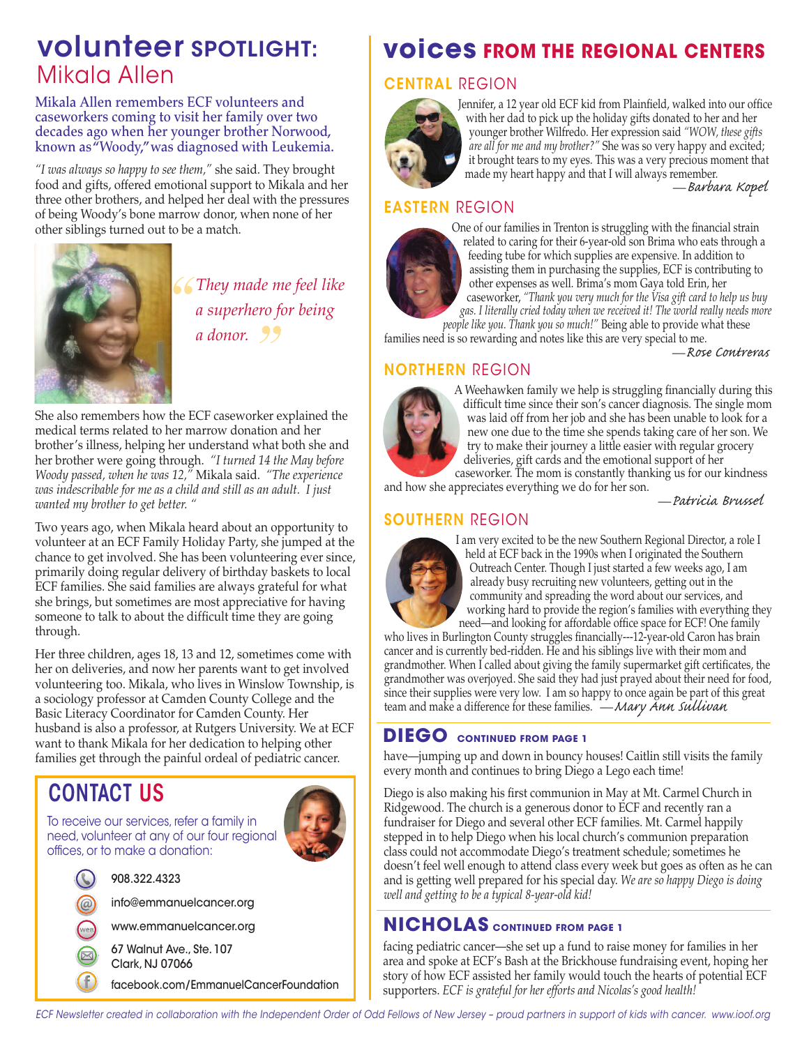# volunteer SPOTLIGHT: Mikala Allen

Mikala Allen remembers ECF volunteers and caseworkers coming to visit her family over two decades ago when her younger brother Norwood, known as "Woody," was diagnosed with Leukemia.

*"I was always so happy to see them,"* she said. They brought food and gifts, offered emotional support to Mikala and her three other brothers, and helped her deal with the pressures of being Woody's bone marrow donor, when none of her other siblings turned out to be a match.

> *"They made me feel like a superhero for being a donor."*

She also remembers how the ECF caseworker explained the medical terms related to her marrow donation and her brother's illness, helping her understand what both she and her brother were going through. *"I turned 14 the May before Woody passed, when he was 12,"* Mikala said. *"The experience was indescribable for me as a child and still as an adult. I just wanted my brother to get better."*

Two years ago, when Mikala heard about an opportunity to volunteer at an ECF Family Holiday Party, she jumped at the chance to get involved. She has been volunteering ever since, primarily doing regular delivery of birthday baskets to local ECF families. She said families are always grateful for what she brings, but sometimes are most appreciative for having someone to talk to about the difficult time they are going through.

Her three children, ages 18, 13 and 12, sometimes come with her on deliveries, and now her parents want to get involved volunteering too. Mikala, who lives in Winslow Township, is a sociology professor at Camden County College and the Basic Literacy Coordinator for Camden County. Her husband is also a professor, at Rutgers University. We at ECF want to thank Mikala for her dedication to helping other families get through the painful ordeal of pediatric cancer.

## CONTACT US

To receive our services, refer a family in need, volunteer at any of our four regional offices, or to make a donation:

- 908.322.4323
- info@emmanuelcancer.org
- www.emmanuelcancer.org
- 67 Walnut Ave., Ste. 107
  Clark, NJ 07066
- facebook.com/EmmanuelCancerFoundation

# voices FROM THE REGIONAL CENTERS

## CENTRAL REGION

Jennifer, a 12 year old ECF kid from Plainfield, walked into our office with her dad to pick up the holiday gifts donated to her and her younger brother Wilfredo. Her expression said *"WOW, these gifts are all for me and my brother?"* She was so very happy and excited; it brought tears to my eyes. This was a very precious moment that made my heart happy and that I will always remember.

—*Barbara Kopel*

## EASTERN REGION

One of our families in Trenton is struggling with the financial strain related to caring for their 6-year-old son Brima who eats through a feeding tube for which supplies are expensive. In addition to assisting them in purchasing the supplies, ECF is contributing to other expenses as well. Brima's mom Gaya told Erin, her caseworker, *"Thank you very much for the Visa gift card to help us buy gas. I literally cried today when we received it! The world really needs more people like you. Thank you so much!"* Being able to provide what these families need is so rewarding and notes like this are very special to me.

—*Rose Contreras*

## NORTHERN REGION

A Weehawken family we help is struggling financially during this difficult time since their son's cancer diagnosis. The single mom was laid off from her job and she has been unable to look for a new one due to the time she spends taking care of her son. We try to make their journey a little easier with regular grocery deliveries, gift cards and the emotional support of her caseworker. The mom is constantly thanking us for our kindness and how she appreciates everything we do for her son.

—*Patricia Brussel*

## SOUTHERN REGION

I am very excited to be the new Southern Regional Director, a role I held at ECF back in the 1990s when I originated the Southern Outreach Center. Though I just started a few weeks ago, I am already busy recruiting new volunteers, getting out in the community and spreading the word about our services, and working hard to provide the region's families with everything they need—and looking for affordable office space for ECF! One family who lives in Burlington County struggles financially---12-year-old Caron has brain cancer and is currently bed-ridden. He and his siblings live with their mom and grandmother. When I called about giving the family supermarket gift certificates, the grandmother was overjoyed. She said they had just prayed about their need for food, since their supplies were very low. I am so happy to once again be part of this great team and make a difference for these families. —*Mary Ann Sullivan*

## DIEGO CONTINUED FROM PAGE 1

have—jumping up and down in bouncy houses! Caitlin still visits the family every month and continues to bring Diego a Lego each time!

Diego is also making his first communion in May at Mt. Carmel Church in Ridgewood. The church is a generous donor to ECF and recently ran a fundraiser for Diego and several other ECF families. Mt. Carmel happily stepped in to help Diego when his local church's communion preparation class could not accommodate Diego's treatment schedule; sometimes he doesn't feel well enough to attend class every week but goes as often as he can and is getting well prepared for his special day. *We are so happy Diego is doing well and getting to be a typical 8-year-old kid!*

## NICHOLAS CONTINUED FROM PAGE 1

facing pediatric cancer—she set up a fund to raise money for families in her area and spoke at ECF's Bash at the Brickhouse fundraising event, hoping her story of how ECF assisted her family would touch the hearts of potential ECF supporters. *ECF is grateful for her efforts and Nicolas's good health!*

*ECF Newsletter created in collaboration with the Independent Order of Odd Fellows of New Jersey – proud partners in support of kids with cancer. www.ioof.org*